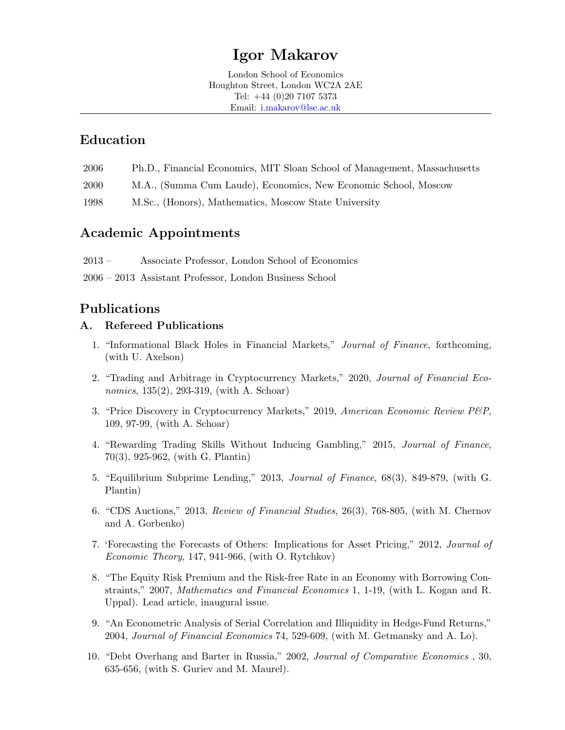# Igor Makarov

London School of Economics
Houghton Street, London WC2A 2AE
Tel: +44 (0)20 7107 5373
Email: i.makarov@lse.ac.uk

## Education

2006 Ph.D., Financial Economics, MIT Sloan School of Management, Massachusetts

2000 M.A., (Summa Cum Laude), Economics, New Economic School, Moscow

1998 M.Sc., (Honors), Mathematics, Moscow State University

## Academic Appointments

2013 – Associate Professor, London School of Economics

2006 – 2013 Assistant Professor, London Business School

## Publications

### A. Refereed Publications

1. "Informational Black Holes in Financial Markets," *Journal of Finance*, forthcoming, (with U. Axelson)

2. "Trading and Arbitrage in Cryptocurrency Markets," 2020, *Journal of Financial Economics*, 135(2), 293-319, (with A. Schoar)

3. "Price Discovery in Cryptocurrency Markets," 2019, *American Economic Review P&P*, 109, 97-99, (with A. Schoar)

4. "Rewarding Trading Skills Without Inducing Gambling," 2015, *Journal of Finance*, 70(3), 925-962, (with G. Plantin)

5. "Equilibrium Subprime Lending," 2013, *Journal of Finance*, 68(3), 849-879, (with G. Plantin)

6. "CDS Auctions," 2013, *Review of Financial Studies*, 26(3), 768-805, (with M. Chernov and A. Gorbenko)

7. 'Forecasting the Forecasts of Others: Implications for Asset Pricing," 2012, *Journal of Economic Theory*, 147, 941-966, (with O. Rytchkov)

8. "The Equity Risk Premium and the Risk-free Rate in an Economy with Borrowing Constraints," 2007, *Mathematics and Financial Economics* 1, 1-19, (with L. Kogan and R. Uppal). Lead article, inaugural issue.

9. "An Econometric Analysis of Serial Correlation and Illiquidity in Hedge-Fund Returns," 2004, *Journal of Financial Economics* 74, 529-609, (with M. Getmansky and A. Lo).

10. "Debt Overhang and Barter in Russia," 2002, *Journal of Comparative Economics* , 30, 635-656, (with S. Guriev and M. Maurel).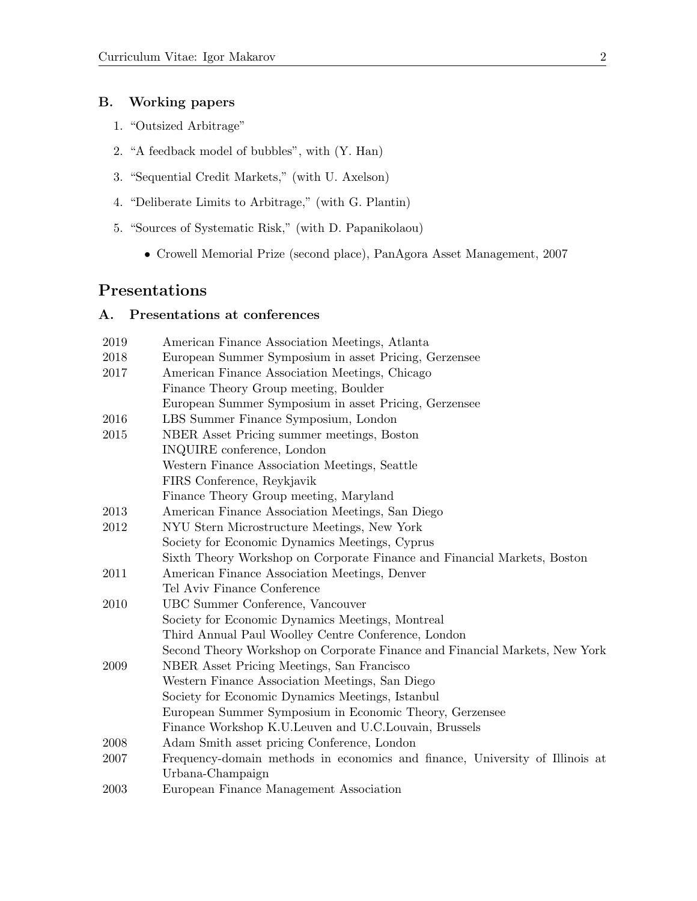### B. Working papers

1. "Outsized Arbitrage"
2. "A feedback model of bubbles", with (Y. Han)
3. "Sequential Credit Markets," (with U. Axelson)
4. "Deliberate Limits to Arbitrage," (with G. Plantin)
5. "Sources of Systematic Risk," (with D. Papanikolaou)
   - Crowell Memorial Prize (second place), PanAgora Asset Management, 2007

## Presentations

### A. Presentations at conferences

| | |
|---|---|
| 2019 | American Finance Association Meetings, Atlanta |
| 2018 | European Summer Symposium in asset Pricing, Gerzensee |
| 2017 | American Finance Association Meetings, Chicago |
| | Finance Theory Group meeting, Boulder |
| | European Summer Symposium in asset Pricing, Gerzensee |
| 2016 | LBS Summer Finance Symposium, London |
| 2015 | NBER Asset Pricing summer meetings, Boston |
| | INQUIRE conference, London |
| | Western Finance Association Meetings, Seattle |
| | FIRS Conference, Reykjavik |
| | Finance Theory Group meeting, Maryland |
| 2013 | American Finance Association Meetings, San Diego |
| 2012 | NYU Stern Microstructure Meetings, New York |
| | Society for Economic Dynamics Meetings, Cyprus |
| | Sixth Theory Workshop on Corporate Finance and Financial Markets, Boston |
| 2011 | American Finance Association Meetings, Denver |
| | Tel Aviv Finance Conference |
| 2010 | UBC Summer Conference, Vancouver |
| | Society for Economic Dynamics Meetings, Montreal |
| | Third Annual Paul Woolley Centre Conference, London |
| | Second Theory Workshop on Corporate Finance and Financial Markets, New York |
| 2009 | NBER Asset Pricing Meetings, San Francisco |
| | Western Finance Association Meetings, San Diego |
| | Society for Economic Dynamics Meetings, Istanbul |
| | European Summer Symposium in Economic Theory, Gerzensee |
| | Finance Workshop K.U.Leuven and U.C.Louvain, Brussels |
| 2008 | Adam Smith asset pricing Conference, London |
| 2007 | Frequency-domain methods in economics and finance, University of Illinois at Urbana-Champaign |
| 2003 | European Finance Management Association |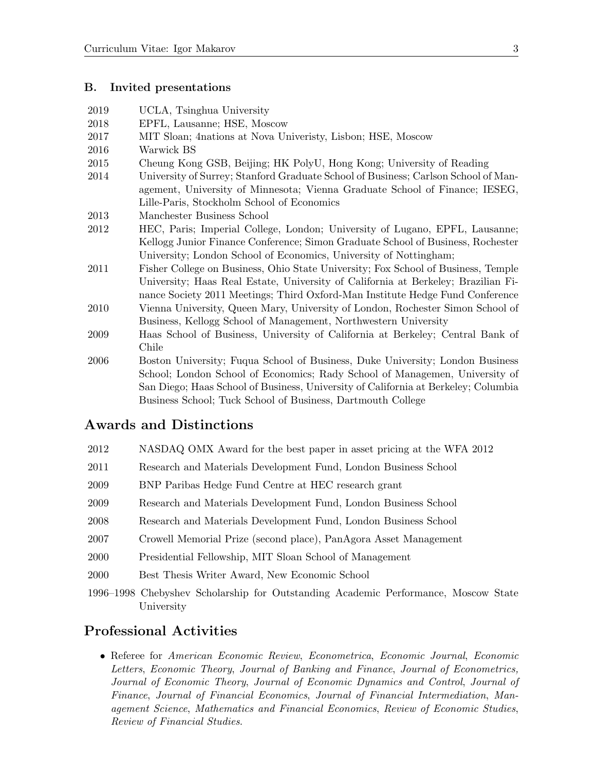### B. Invited presentations

| | |
|---|---|
| 2019 | UCLA, Tsinghua University |
| 2018 | EPFL, Lausanne; HSE, Moscow |
| 2017 | MIT Sloan; 4nations at Nova Univeristy, Lisbon; HSE, Moscow |
| 2016 | Warwick BS |
| 2015 | Cheung Kong GSB, Beijing; HK PolyU, Hong Kong; University of Reading |
| 2014 | University of Surrey; Stanford Graduate School of Business; Carlson School of Management, University of Minnesota; Vienna Graduate School of Finance; IESEG, Lille-Paris, Stockholm School of Economics |
| 2013 | Manchester Business School |
| 2012 | HEC, Paris; Imperial College, London; University of Lugano, EPFL, Lausanne; Kellogg Junior Finance Conference; Simon Graduate School of Business, Rochester University; London School of Economics, University of Nottingham; |
| 2011 | Fisher College on Business, Ohio State University; Fox School of Business, Temple University; Haas Real Estate, University of California at Berkeley; Brazilian Finance Society 2011 Meetings; Third Oxford-Man Institute Hedge Fund Conference |
| 2010 | Vienna University, Queen Mary, University of London, Rochester Simon School of Business, Kellogg School of Management, Northwestern University |
| 2009 | Haas School of Business, University of California at Berkeley; Central Bank of Chile |
| 2006 | Boston University; Fuqua School of Business, Duke University; London Business School; London School of Economics; Rady School of Managemen, University of San Diego; Haas School of Business, University of California at Berkeley; Columbia Business School; Tuck School of Business, Dartmouth College |

## Awards and Distinctions

| | |
|---|---|
| 2012 | NASDAQ OMX Award for the best paper in asset pricing at the WFA 2012 |
| 2011 | Research and Materials Development Fund, London Business School |
| 2009 | BNP Paribas Hedge Fund Centre at HEC research grant |
| 2009 | Research and Materials Development Fund, London Business School |
| 2008 | Research and Materials Development Fund, London Business School |
| 2007 | Crowell Memorial Prize (second place), PanAgora Asset Management |
| 2000 | Presidential Fellowship, MIT Sloan School of Management |
| 2000 | Best Thesis Writer Award, New Economic School |
| 1996–1998 | Chebyshev Scholarship for Outstanding Academic Performance, Moscow State University |

## Professional Activities

- Referee for *American Economic Review*, *Econometrica*, *Economic Journal*, *Economic Letters*, *Economic Theory*, *Journal of Banking and Finance*, *Journal of Econometrics, Journal of Economic Theory*, *Journal of Economic Dynamics and Control*, *Journal of Finance*, *Journal of Financial Economics*, *Journal of Financial Intermediation*, *Management Science*, *Mathematics and Financial Economics*, *Review of Economic Studies*, *Review of Financial Studies*.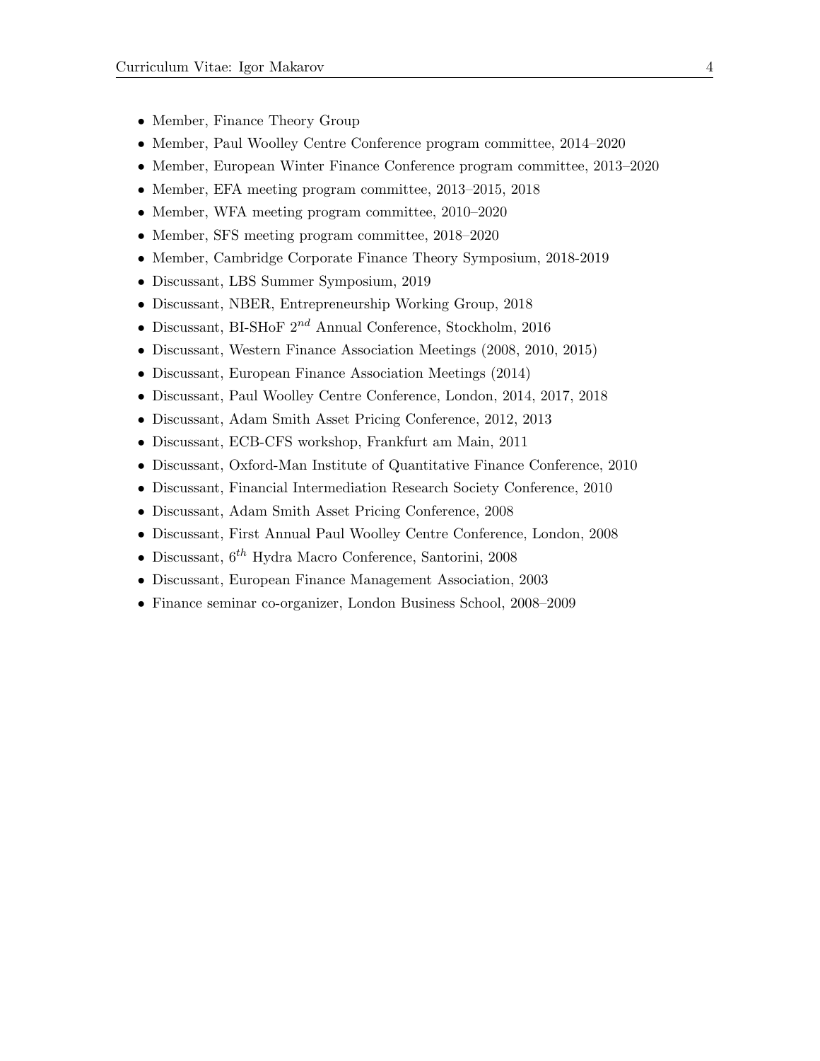- Member, Finance Theory Group
- Member, Paul Woolley Centre Conference program committee, 2014–2020
- Member, European Winter Finance Conference program committee, 2013–2020
- Member, EFA meeting program committee, 2013–2015, 2018
- Member, WFA meeting program committee, 2010–2020
- Member, SFS meeting program committee, 2018–2020
- Member, Cambridge Corporate Finance Theory Symposium, 2018-2019
- Discussant, LBS Summer Symposium, 2019
- Discussant, NBER, Entrepreneurship Working Group, 2018
- Discussant, BI-SHoF $2^{nd}$ Annual Conference, Stockholm, 2016
- Discussant, Western Finance Association Meetings (2008, 2010, 2015)
- Discussant, European Finance Association Meetings (2014)
- Discussant, Paul Woolley Centre Conference, London, 2014, 2017, 2018
- Discussant, Adam Smith Asset Pricing Conference, 2012, 2013
- Discussant, ECB-CFS workshop, Frankfurt am Main, 2011
- Discussant, Oxford-Man Institute of Quantitative Finance Conference, 2010
- Discussant, Financial Intermediation Research Society Conference, 2010
- Discussant, Adam Smith Asset Pricing Conference, 2008
- Discussant, First Annual Paul Woolley Centre Conference, London, 2008
- Discussant, $6^{th}$ Hydra Macro Conference, Santorini, 2008
- Discussant, European Finance Management Association, 2003
- Finance seminar co-organizer, London Business School, 2008–2009